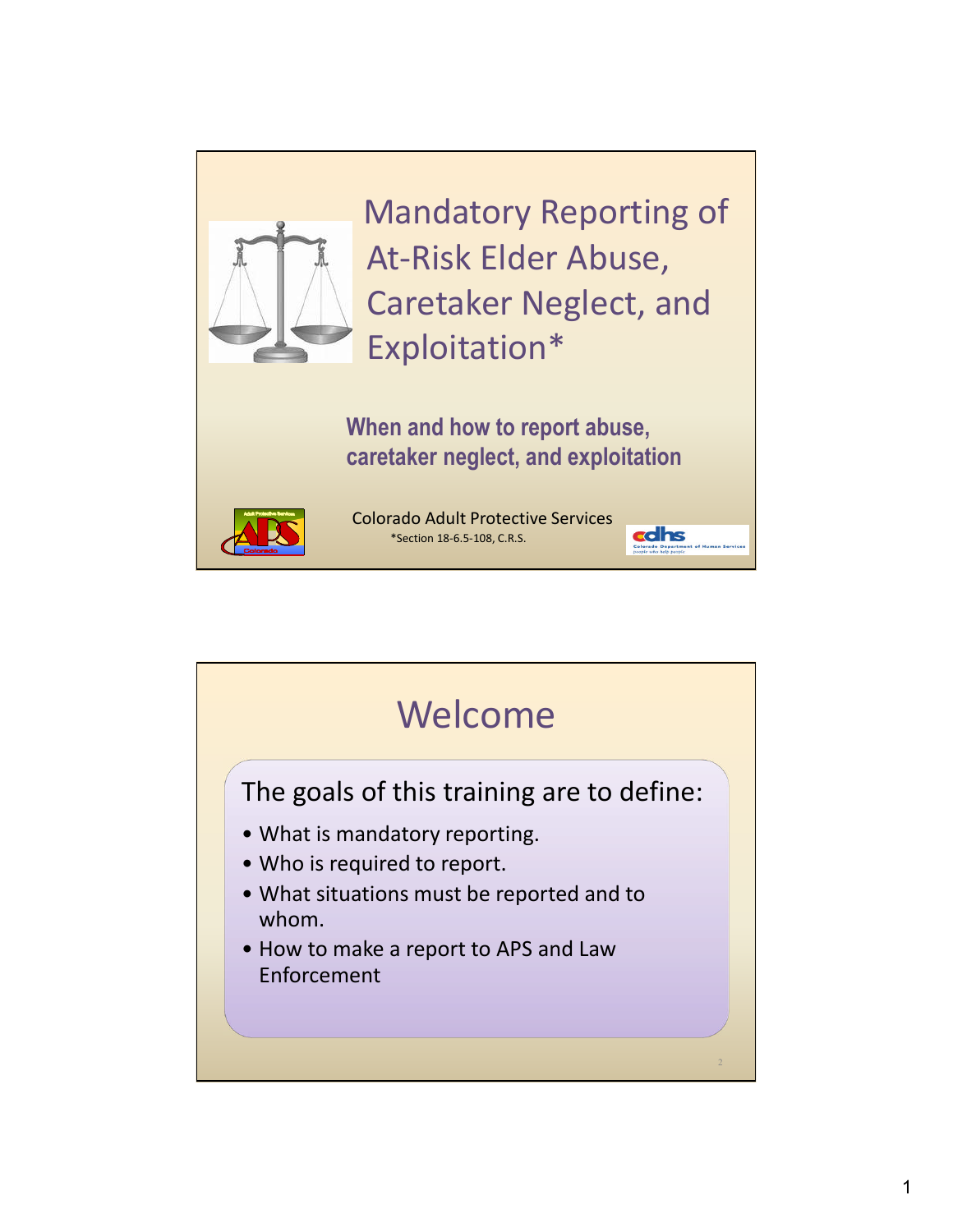# Mandatory Reporting of At-Risk Elder Abuse, Caretaker Neglect, and Exploitation*

**When and how to report abuse, caretaker neglect, and exploitation**

Colorado Adult Protective Services

*Section 18-6.5-108, C.R.S.

## Welcome

The goals of this training are to define:

- What is mandatory reporting.
- Who is required to report.
- What situations must be reported and to whom.
- How to make a report to APS and Law Enforcement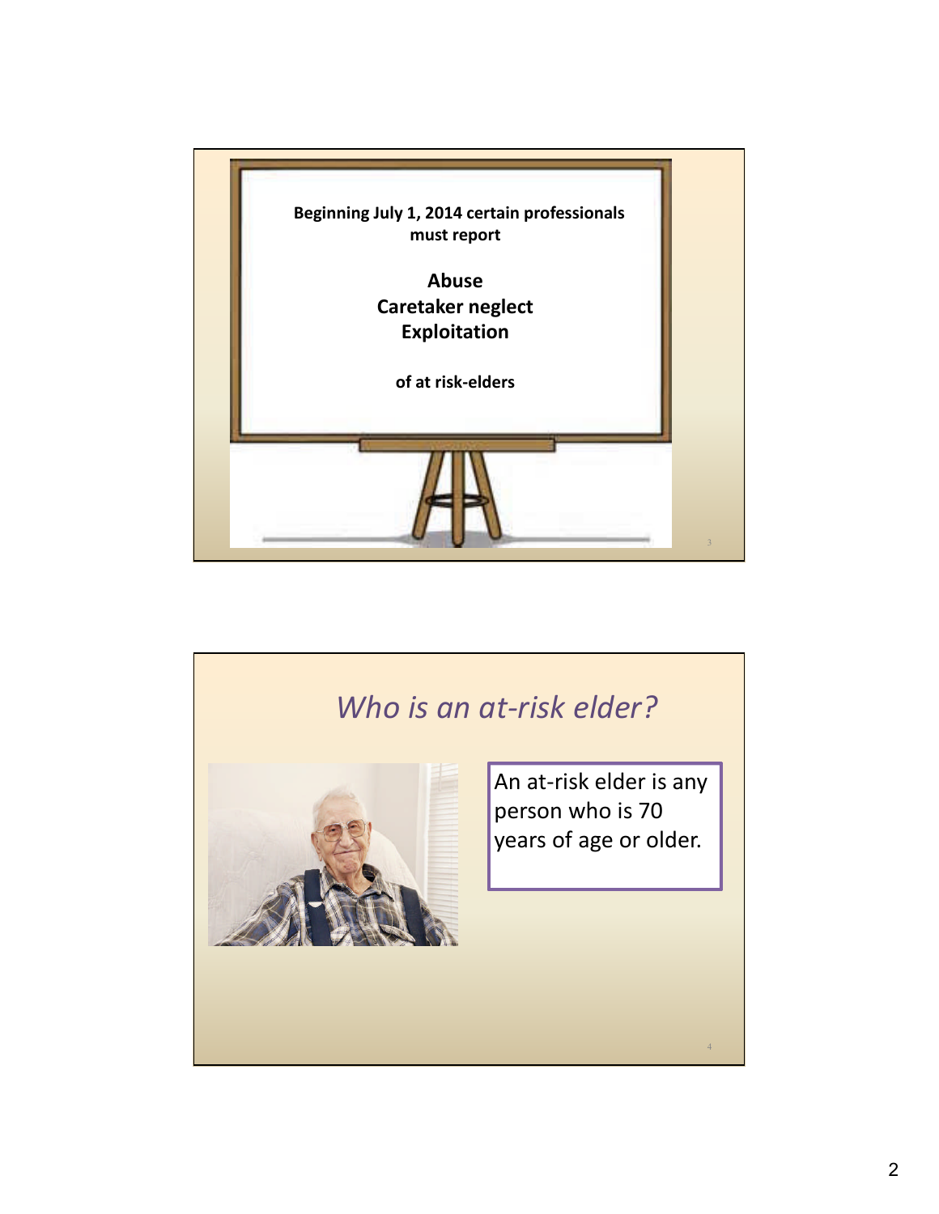Beginning July 1, 2014 certain professionals must report

**Abuse**
**Caretaker neglect**
**Exploitation**

of at risk-elders

## *Who is an at-risk elder?*

An at-risk elder is any person who is 70 years of age or older.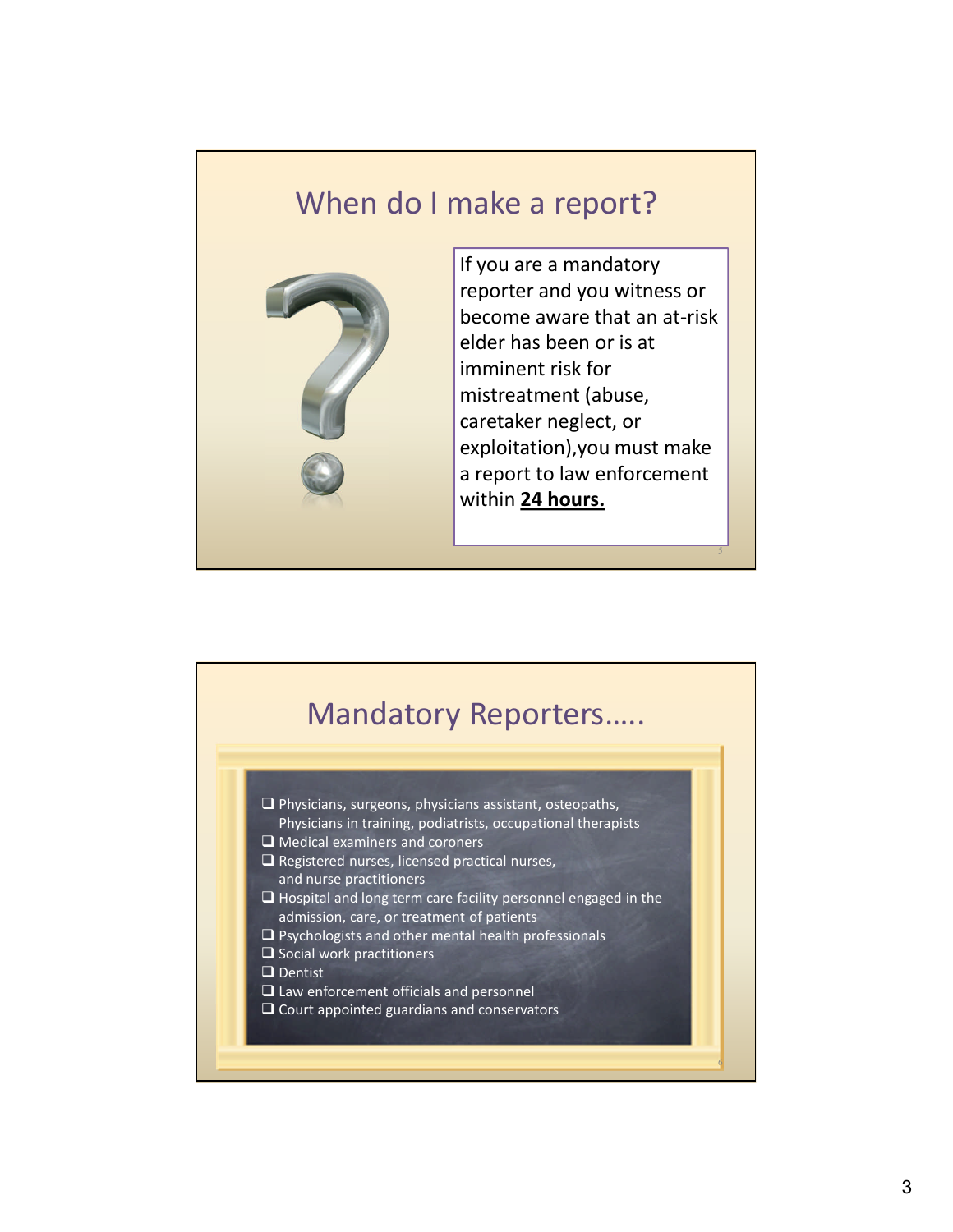## When do I make a report?

If you are a mandatory reporter and you witness or become aware that an at-risk elder has been or is at imminent risk for mistreatment (abuse, caretaker neglect, or exploitation),you must make a report to law enforcement within **24 hours.**

## Mandatory Reporters…..

- Physicians, surgeons, physicians assistant, osteopaths, Physicians in training, podiatrists, occupational therapists
- Medical examiners and coroners
- Registered nurses, licensed practical nurses, and nurse practitioners
- Hospital and long term care facility personnel engaged in the admission, care, or treatment of patients
- Psychologists and other mental health professionals
- Social work practitioners
- Dentist
- Law enforcement officials and personnel
- Court appointed guardians and conservators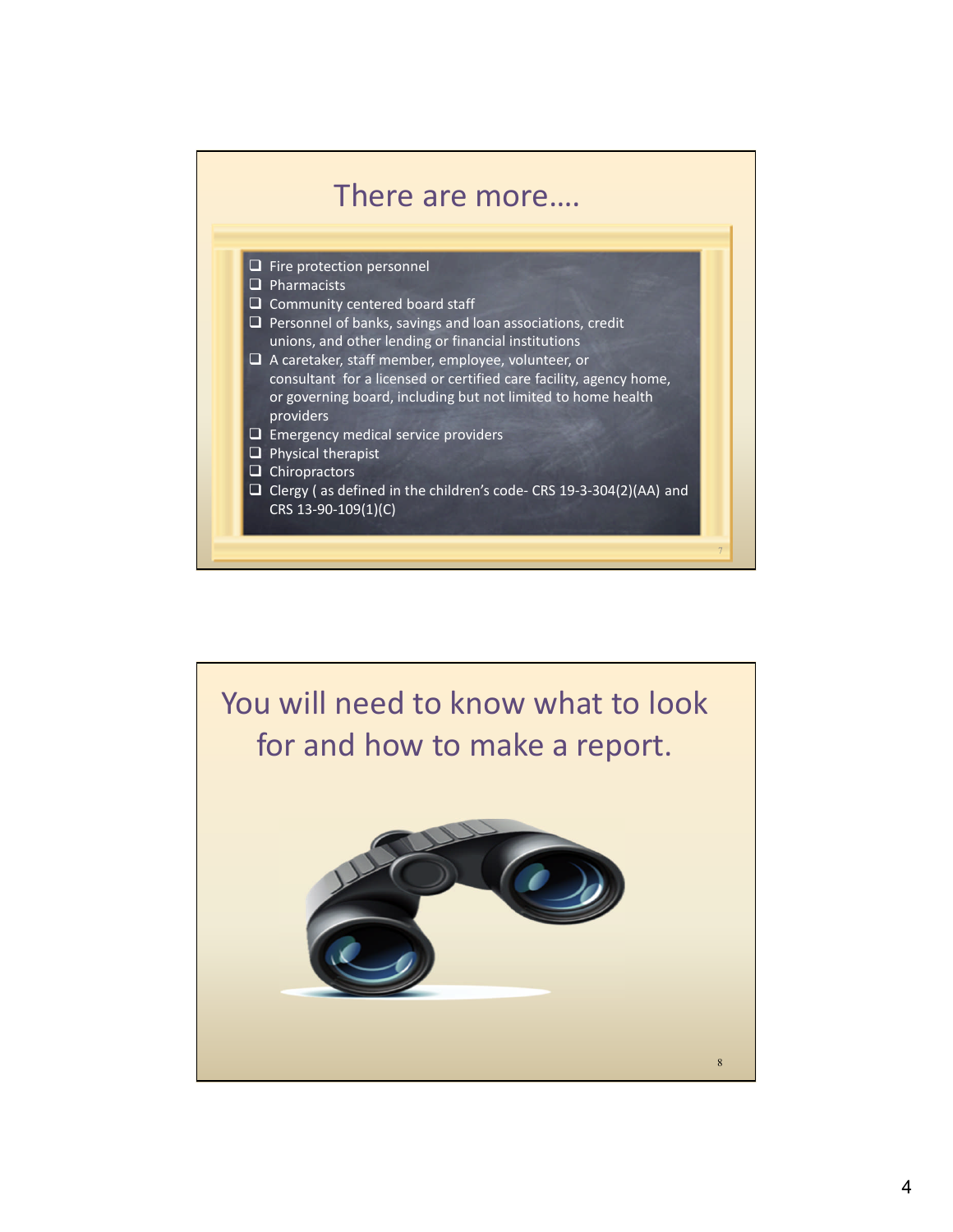## There are more….

- Fire protection personnel
- Pharmacists
- Community centered board staff
- Personnel of banks, savings and loan associations, credit unions, and other lending or financial institutions
- A caretaker, staff member, employee, volunteer, or consultant for a licensed or certified care facility, agency home, or governing board, including but not limited to home health providers
- Emergency medical service providers
- Physical therapist
- Chiropractors
- Clergy ( as defined in the children's code- CRS 19-3-304(2)(AA) and CRS 13-90-109(1)(C)

## You will need to know what to look for and how to make a report.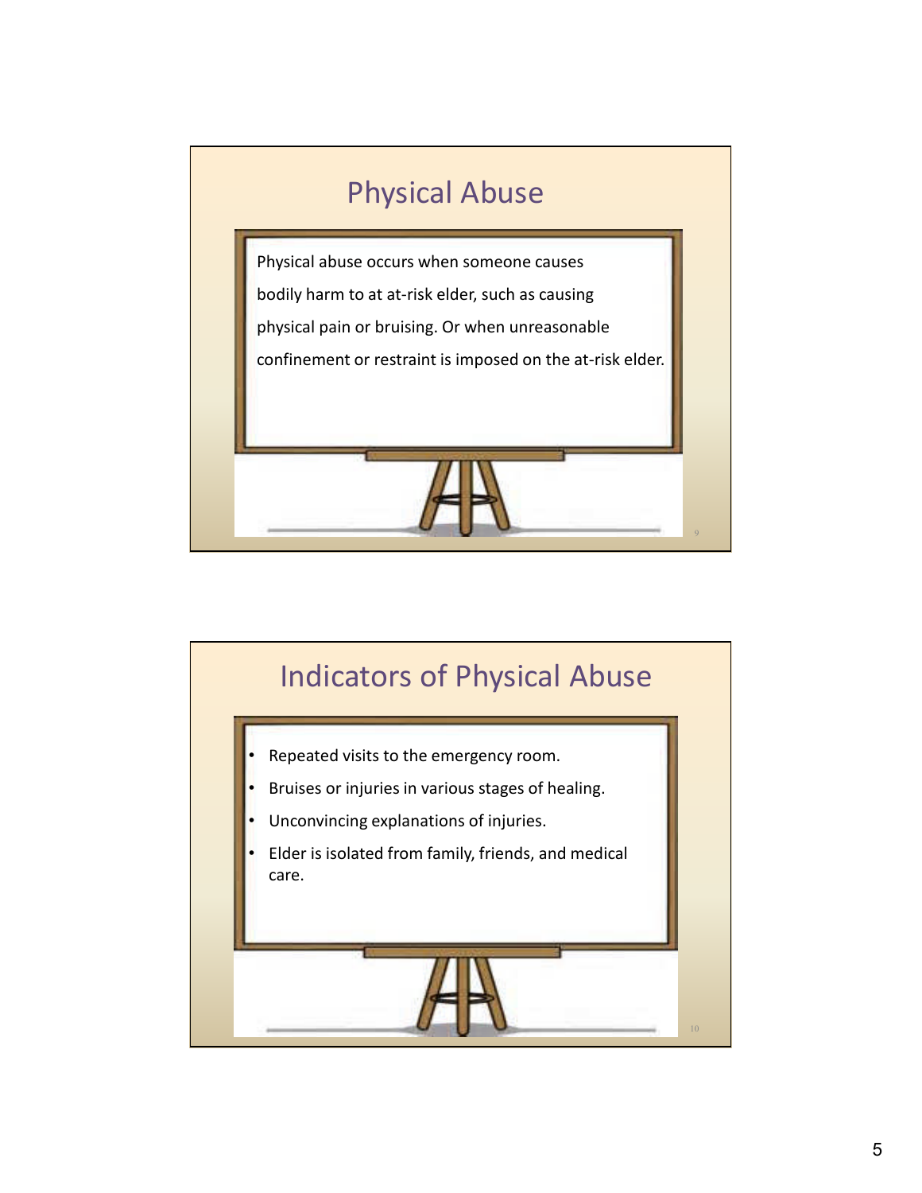## Physical Abuse

Physical abuse occurs when someone causes bodily harm to at at-risk elder, such as causing physical pain or bruising. Or when unreasonable confinement or restraint is imposed on the at-risk elder.

## Indicators of Physical Abuse

- Repeated visits to the emergency room.
- Bruises or injuries in various stages of healing.
- Unconvincing explanations of injuries.
- Elder is isolated from family, friends, and medical care.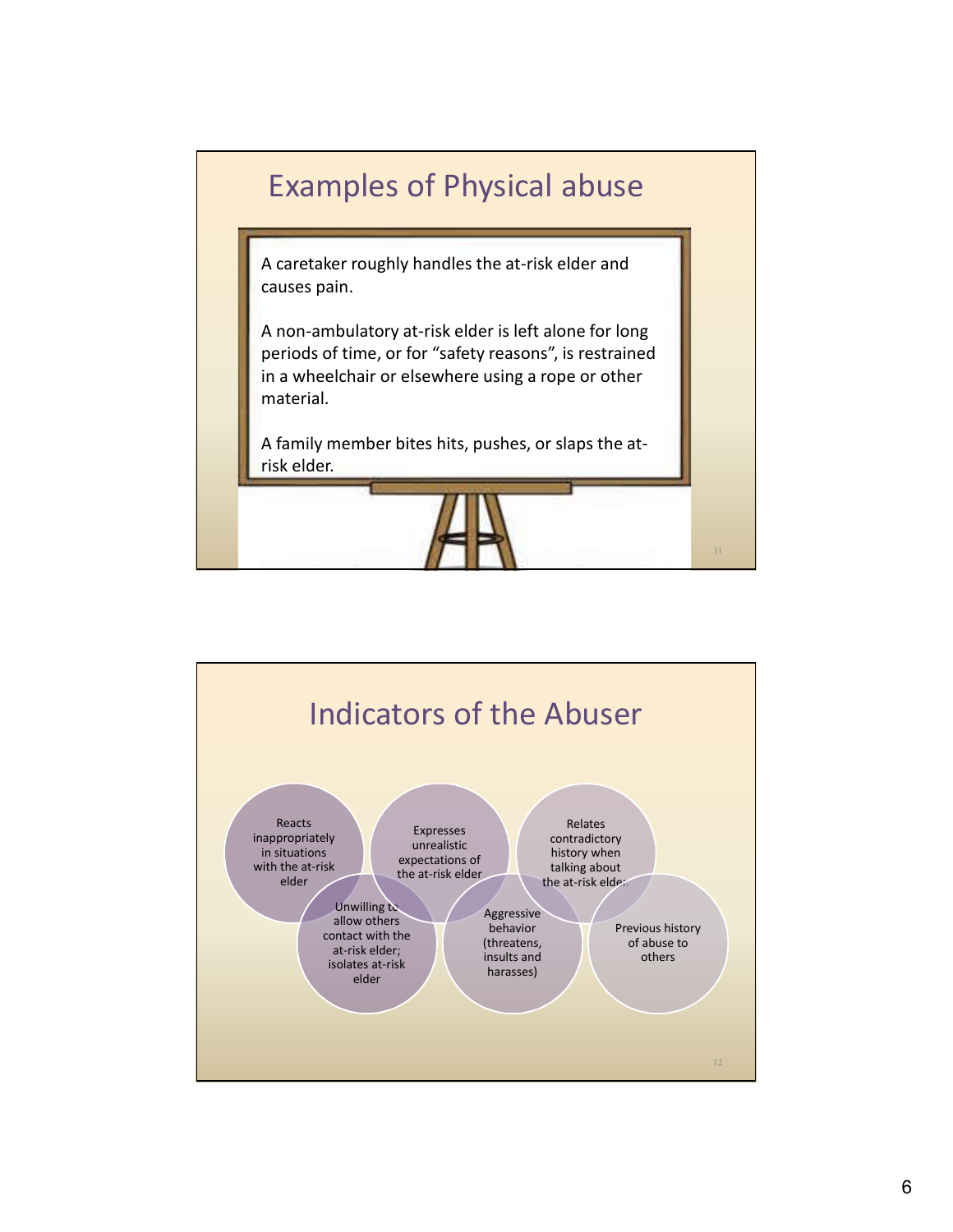## Examples of Physical abuse

A caretaker roughly handles the at-risk elder and causes pain.

A non-ambulatory at-risk elder is left alone for long periods of time, or for “safety reasons”, is restrained in a wheelchair or elsewhere using a rope or other material.

A family member bites hits, pushes, or slaps the at-risk elder.

## Indicators of the Abuser

- Reacts inappropriately in situations with the at-risk elder
- Expresses unrealistic expectations of the at-risk elder
- Relates contradictory history when talking about the at-risk elder.
- Unwilling to allow others contact with the at-risk elder; isolates at-risk elder
- Aggressive behavior (threatens, insults and harasses)
- Previous history of abuse to others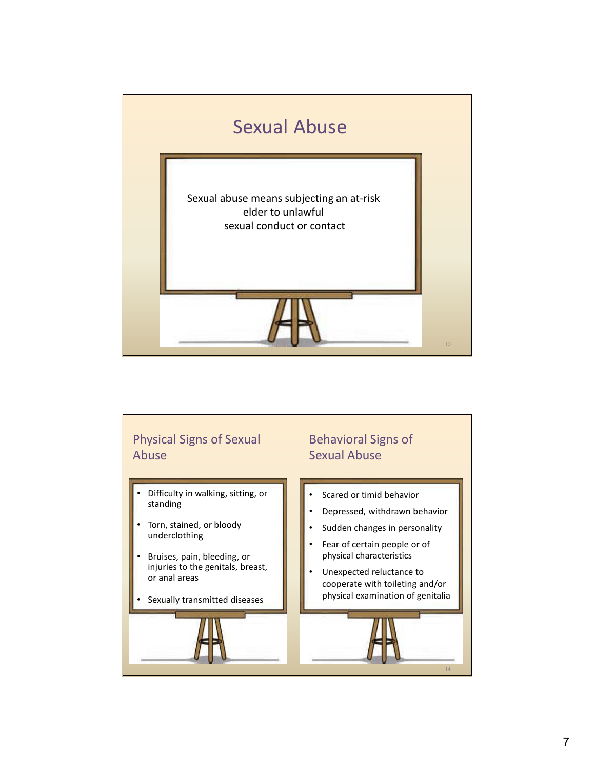# Sexual Abuse

Sexual abuse means subjecting an at-risk elder to unlawful sexual conduct or contact

## Physical Signs of Sexual Abuse

- Difficulty in walking, sitting, or standing
- Torn, stained, or bloody underclothing
- Bruises, pain, bleeding, or injuries to the genitals, breast, or anal areas
- Sexually transmitted diseases

## Behavioral Signs of Sexual Abuse

- Scared or timid behavior
- Depressed, withdrawn behavior
- Sudden changes in personality
- Fear of certain people or of physical characteristics
- Unexpected reluctance to cooperate with toileting and/or physical examination of genitalia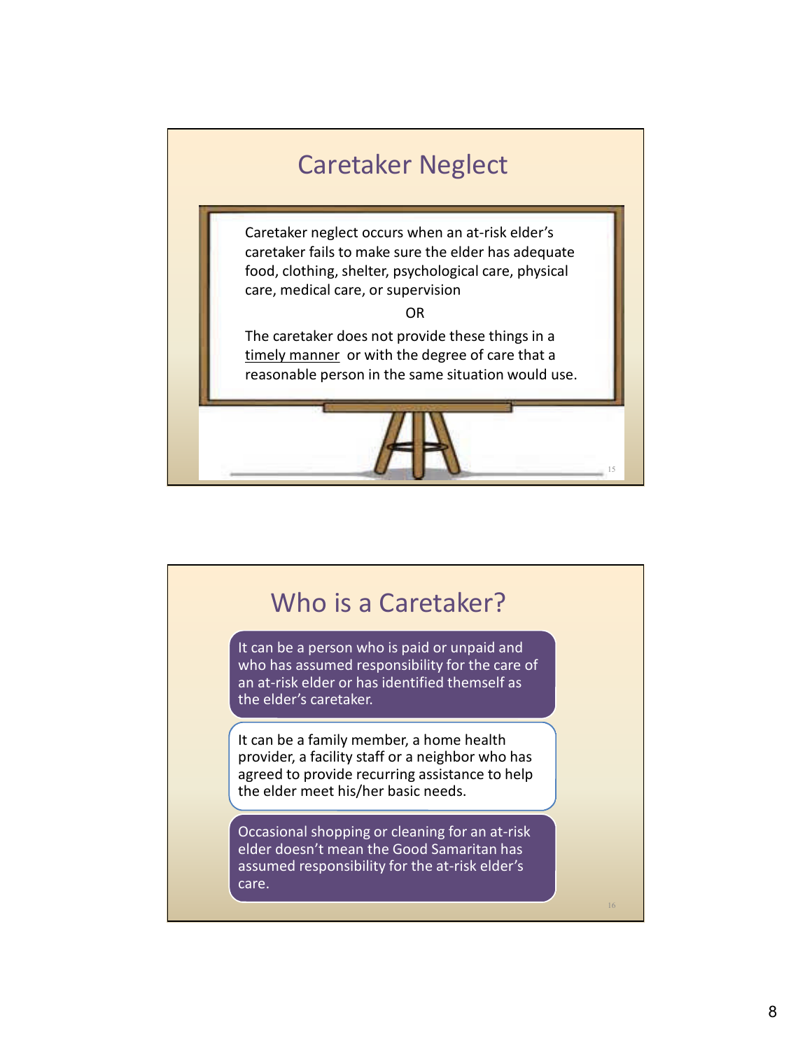## Caretaker Neglect

Caretaker neglect occurs when an at-risk elder's caretaker fails to make sure the elder has adequate food, clothing, shelter, psychological care, physical care, medical care, or supervision

OR

The caretaker does not provide these things in a timely manner or with the degree of care that a reasonable person in the same situation would use.

## Who is a Caretaker?

It can be a person who is paid or unpaid and who has assumed responsibility for the care of an at-risk elder or has identified themself as the elder's caretaker.

It can be a family member, a home health provider, a facility staff or a neighbor who has agreed to provide recurring assistance to help the elder meet his/her basic needs.

Occasional shopping or cleaning for an at-risk elder doesn't mean the Good Samaritan has assumed responsibility for the at-risk elder's care.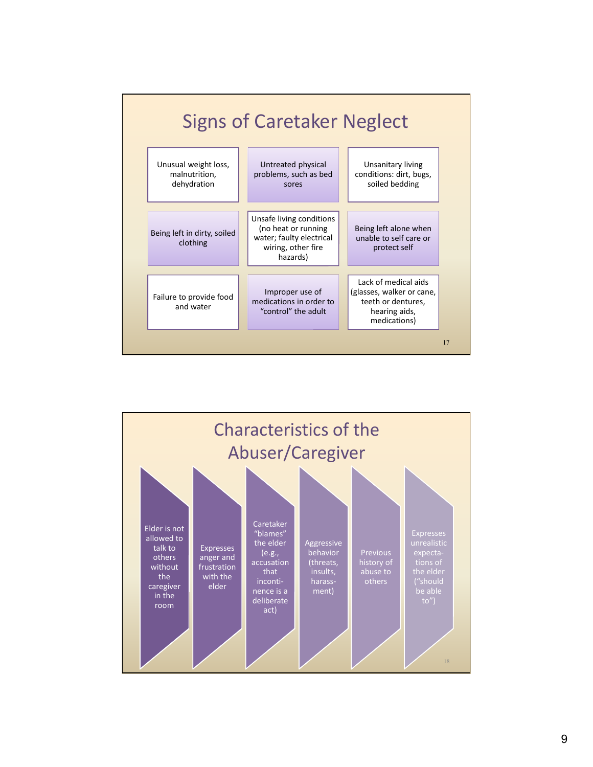# Signs of Caretaker Neglect

- Unusual weight loss, malnutrition, dehydration
- Untreated physical problems, such as bed sores
- Unsanitary living conditions: dirt, bugs, soiled bedding
- Being left in dirty, soiled clothing
- Unsafe living conditions (no heat or running water; faulty electrical wiring, other fire hazards)
- Being left alone when unable to self care or protect self
- Failure to provide food and water
- Improper use of medications in order to "control" the adult
- Lack of medical aids (glasses, walker or cane, teeth or dentures, hearing aids, medications)

# Characteristics of the Abuser/Caregiver

- Elder is not allowed to talk to others without the caregiver in the room
- Expresses anger and frustration with the elder
- Caretaker "blames" the elder (e.g., accusation that incontinence is a deliberate act)
- Aggressive behavior (threats, insults, harassment)
- Previous history of abuse to others
- Expresses unrealistic expectations of the elder ("should be able to")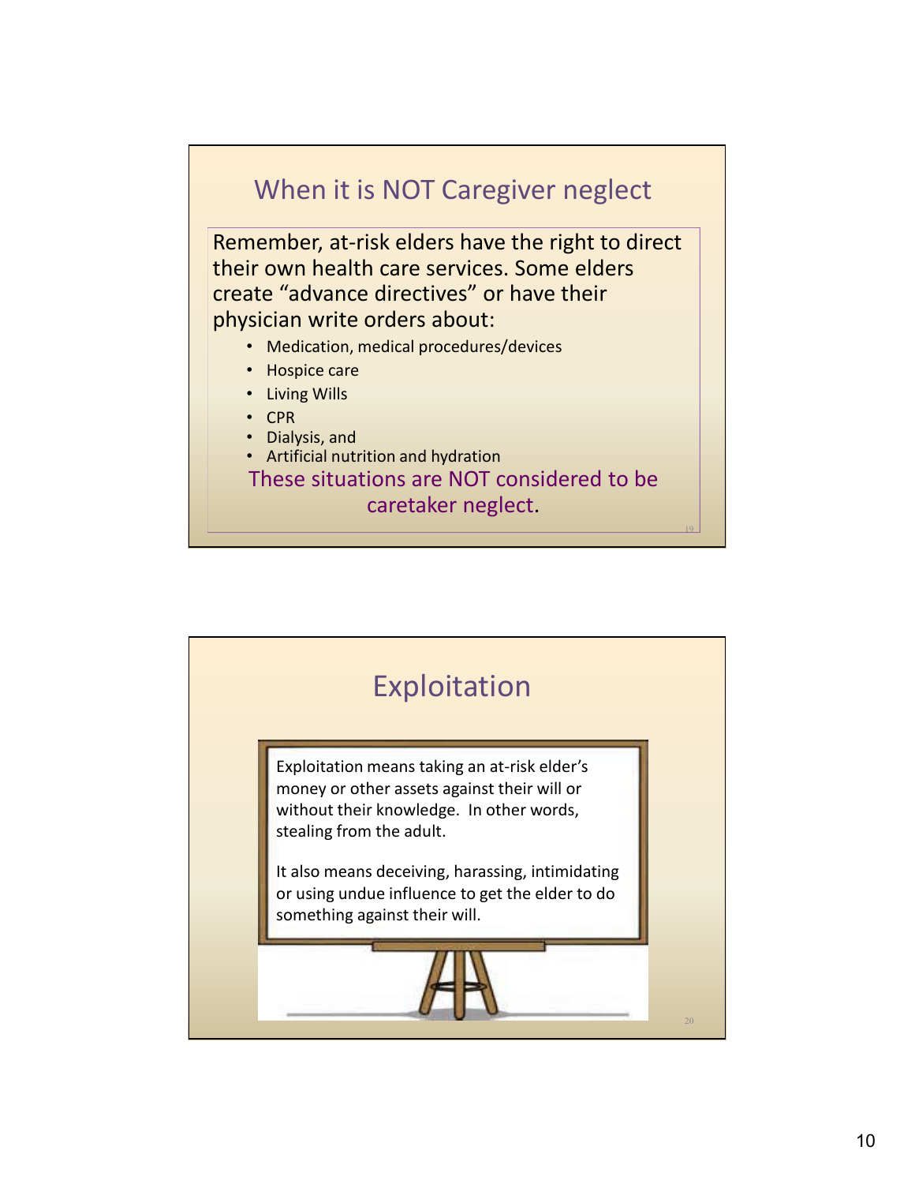## When it is NOT Caregiver neglect

Remember, at-risk elders have the right to direct their own health care services. Some elders create "advance directives" or have their physician write orders about:

- Medication, medical procedures/devices
- Hospice care
- Living Wills
- CPR
- Dialysis, and
- Artificial nutrition and hydration

These situations are NOT considered to be caretaker neglect.

## Exploitation

Exploitation means taking an at-risk elder's money or other assets against their will or without their knowledge. In other words, stealing from the adult.

It also means deceiving, harassing, intimidating or using undue influence to get the elder to do something against their will.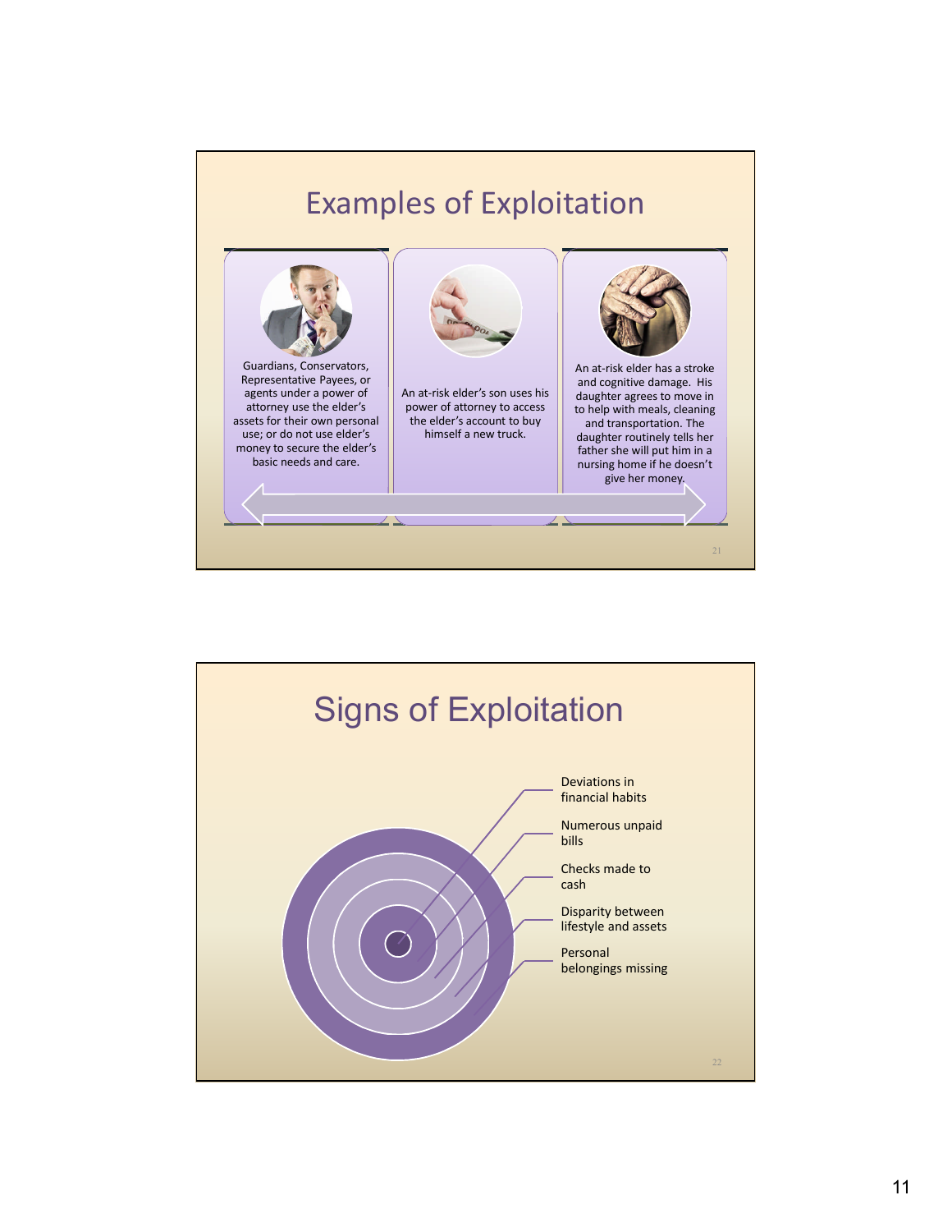## Examples of Exploitation

Guardians, Conservators, Representative Payees, or agents under a power of attorney use the elder's assets for their own personal use; or do not use elder's money to secure the elder's basic needs and care.

An at-risk elder's son uses his power of attorney to access the elder's account to buy himself a new truck.

An at-risk elder has a stroke and cognitive damage. His daughter agrees to move in to help with meals, cleaning and transportation. The daughter routinely tells her father she will put him in a nursing home if he doesn't give her money.

## Signs of Exploitation

- Deviations in financial habits
- Numerous unpaid bills
- Checks made to cash
- Disparity between lifestyle and assets
- Personal belongings missing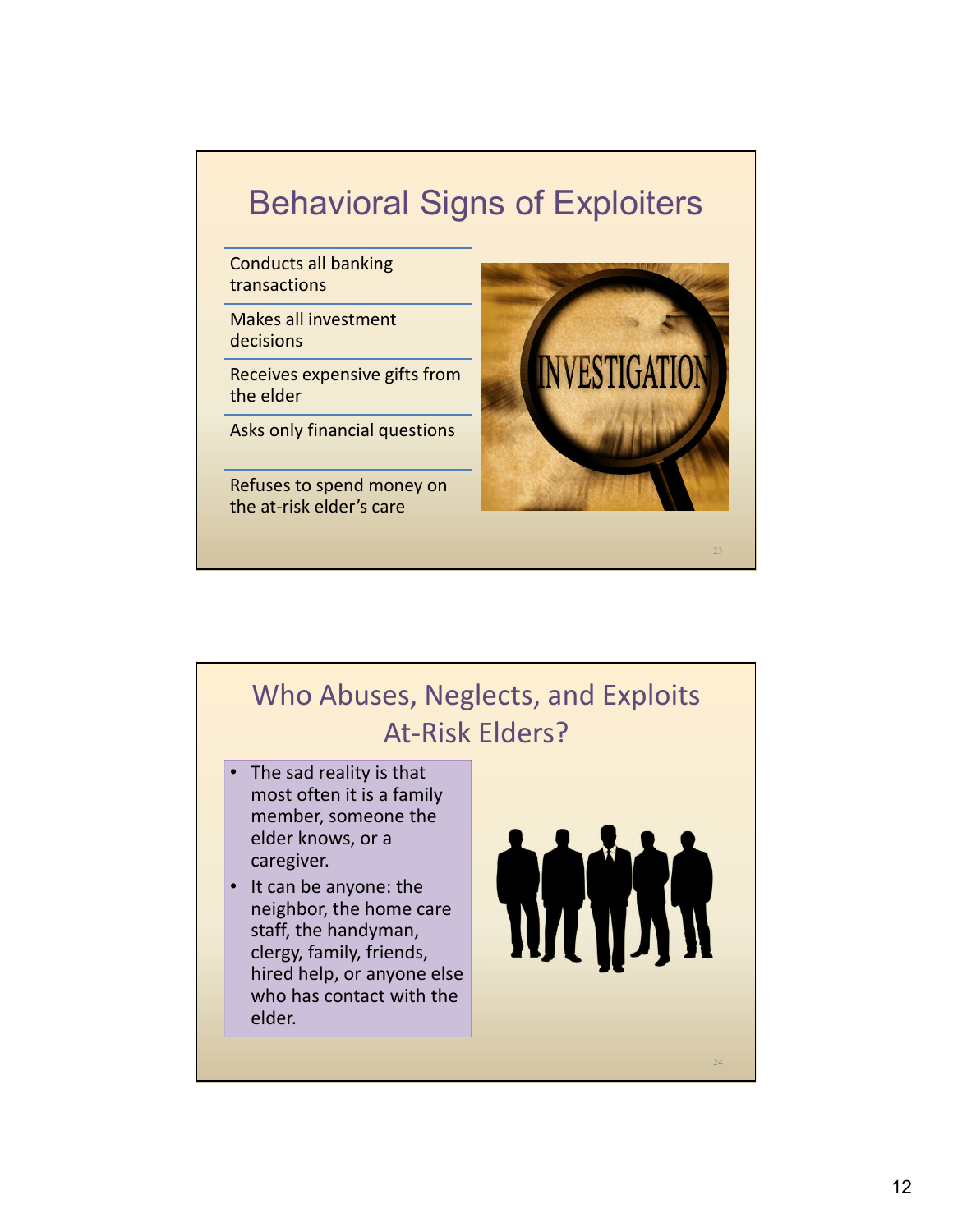## Behavioral Signs of Exploiters

- Conducts all banking transactions
- Makes all investment decisions
- Receives expensive gifts from the elder
- Asks only financial questions
- Refuses to spend money on the at-risk elder's care

## Who Abuses, Neglects, and Exploits At-Risk Elders?

- The sad reality is that most often it is a family member, someone the elder knows, or a caregiver.
- It can be anyone: the neighbor, the home care staff, the handyman, clergy, family, friends, hired help, or anyone else who has contact with the elder.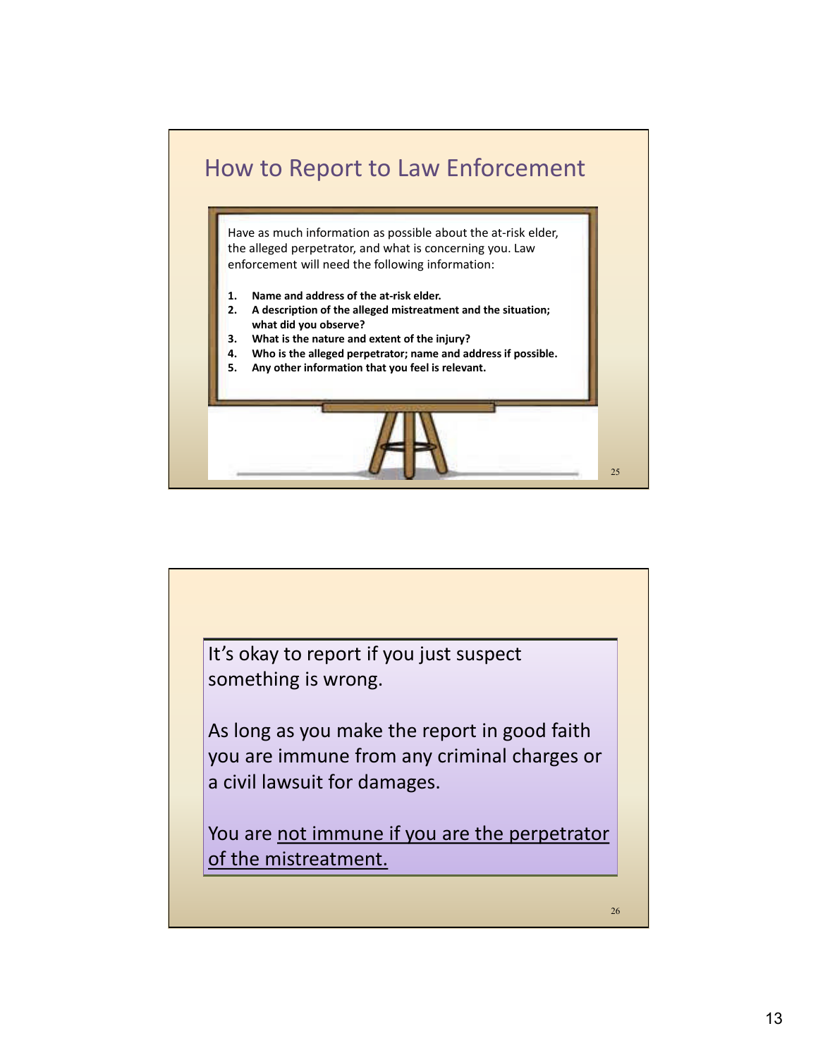## How to Report to Law Enforcement

Have as much information as possible about the at-risk elder, the alleged perpetrator, and what is concerning you. Law enforcement will need the following information:

1. **Name and address of the at-risk elder.**
2. **A description of the alleged mistreatment and the situation; what did you observe?**
3. **What is the nature and extent of the injury?**
4. **Who is the alleged perpetrator; name and address if possible.**
5. **Any other information that you feel is relevant.**

It's okay to report if you just suspect something is wrong.

As long as you make the report in good faith you are immune from any criminal charges or a civil lawsuit for damages.

You are <u>not immune if you are the perpetrator of the mistreatment.</u>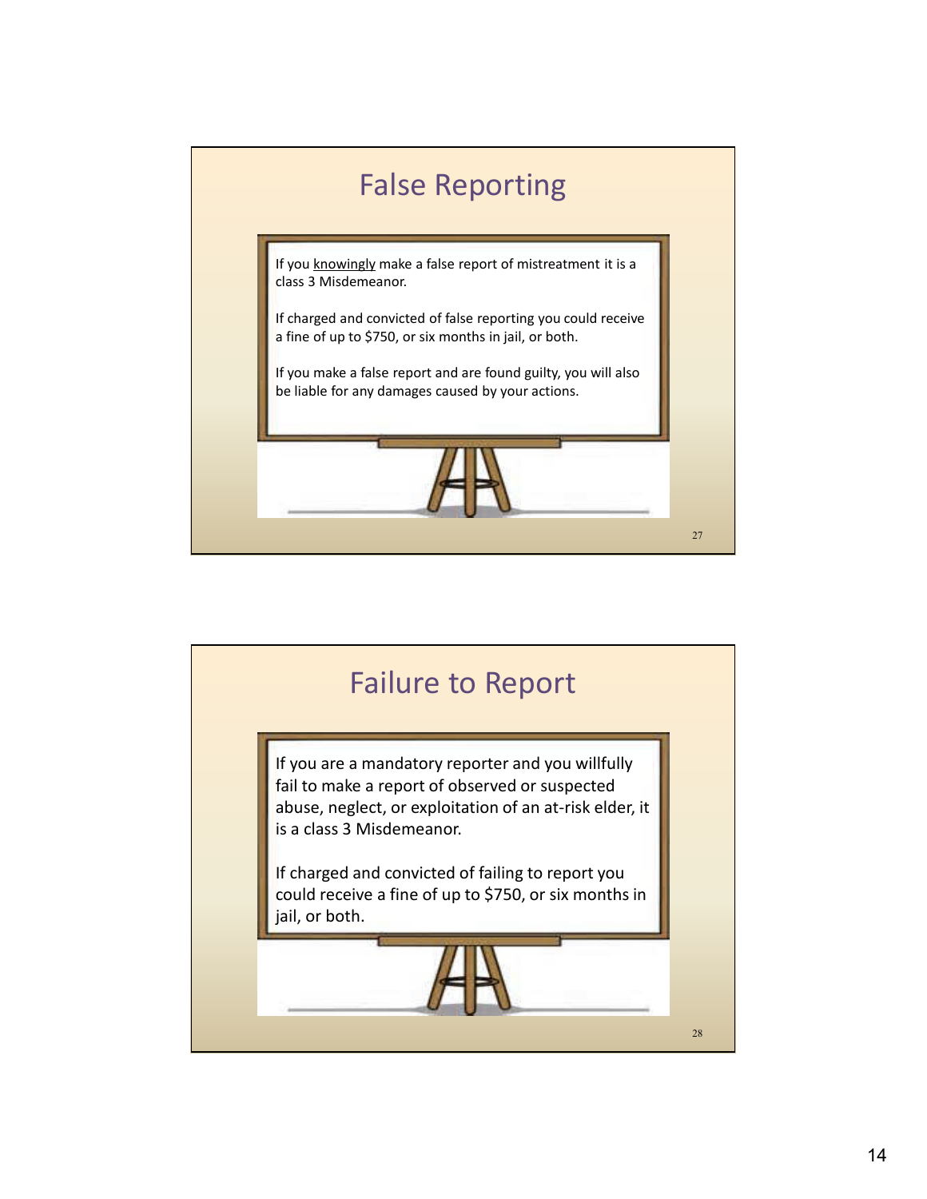## False Reporting

If you knowingly make a false report of mistreatment it is a class 3 Misdemeanor.

If charged and convicted of false reporting you could receive a fine of up to $750, or six months in jail, or both.

If you make a false report and are found guilty, you will also be liable for any damages caused by your actions.

## Failure to Report

If you are a mandatory reporter and you willfully fail to make a report of observed or suspected abuse, neglect, or exploitation of an at-risk elder, it is a class 3 Misdemeanor.

If charged and convicted of failing to report you could receive a fine of up to $750, or six months in jail, or both.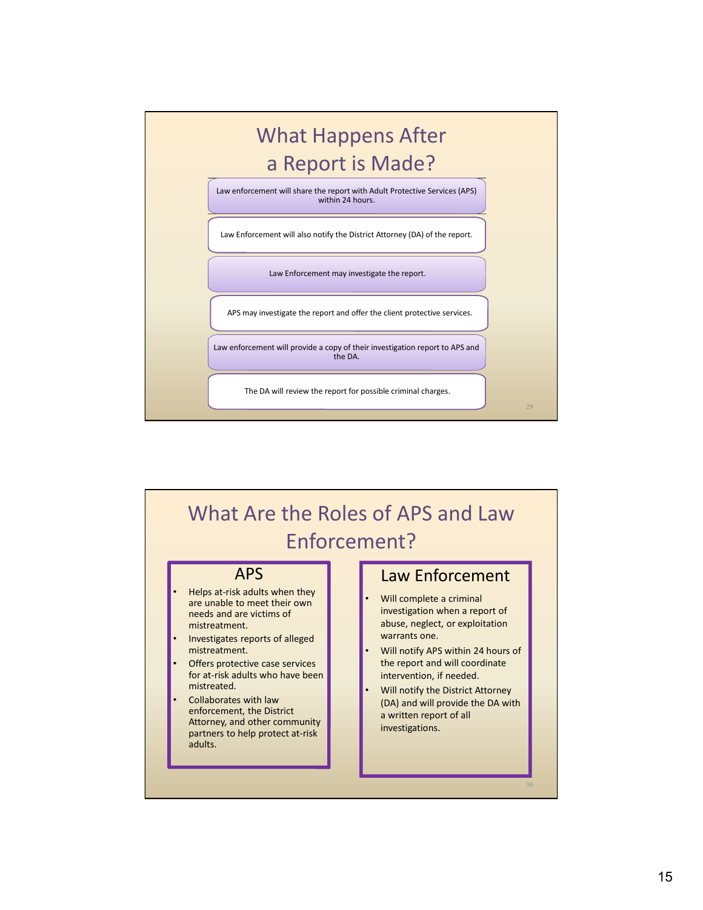## What Happens After a Report is Made?

- Law enforcement will share the report with Adult Protective Services (APS) within 24 hours.
- Law Enforcement will also notify the District Attorney (DA) of the report.
- Law Enforcement may investigate the report.
- APS may investigate the report and offer the client protective services.
- Law enforcement will provide a copy of their investigation report to APS and the DA.
- The DA will review the report for possible criminal charges.

## What Are the Roles of APS and Law Enforcement?

### APS

- Helps at-risk adults when they are unable to meet their own needs and are victims of mistreatment.
- Investigates reports of alleged mistreatment.
- Offers protective case services for at-risk adults who have been mistreated.
- Collaborates with law enforcement, the District Attorney, and other community partners to help protect at-risk adults.

### Law Enforcement

- Will complete a criminal investigation when a report of abuse, neglect, or exploitation warrants one.
- Will notify APS within 24 hours of the report and will coordinate intervention, if needed.
- Will notify the District Attorney (DA) and will provide the DA with a written report of all investigations.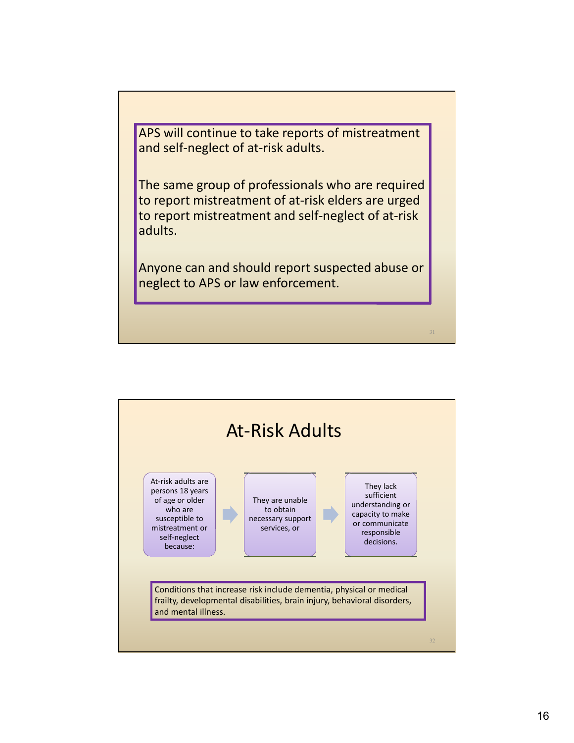APS will continue to take reports of mistreatment and self-neglect of at-risk adults.

The same group of professionals who are required to report mistreatment of at-risk elders are urged to report mistreatment and self-neglect of at-risk adults.

Anyone can and should report suspected abuse or neglect to APS or law enforcement.

## At-Risk Adults

At-risk adults are persons 18 years of age or older who are susceptible to mistreatment or self-neglect because:

→ They are unable to obtain necessary support services, or

→ They lack sufficient understanding or capacity to make or communicate responsible decisions.

Conditions that increase risk include dementia, physical or medical frailty, developmental disabilities, brain injury, behavioral disorders, and mental illness.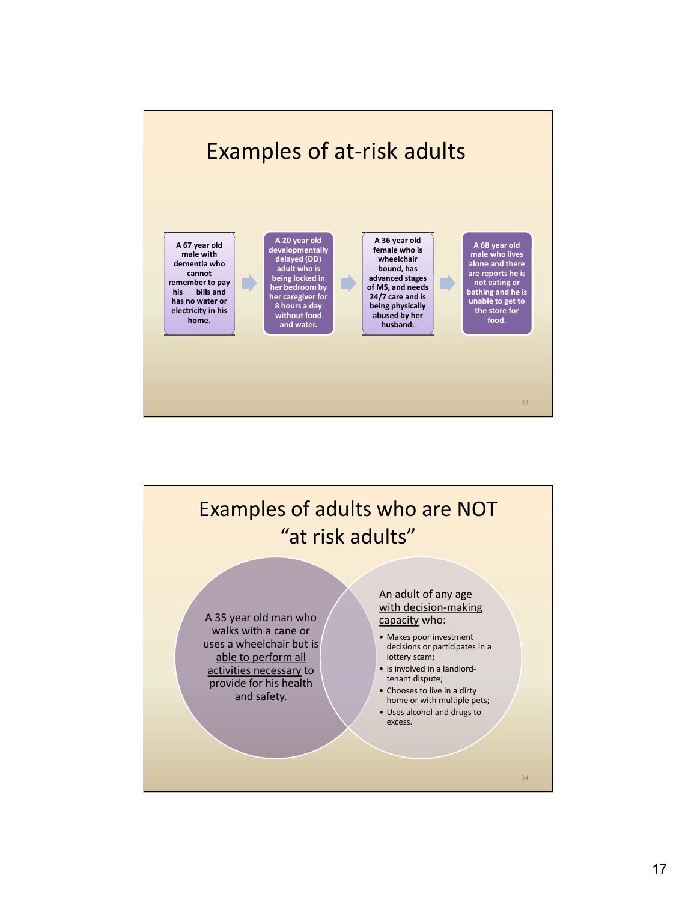# Examples of at-risk adults

- **A 67 year old male with dementia who cannot remember to pay his bills and has no water or electricity in his home.**
- **A 20 year old developmentally delayed (DD) adult who is being locked in her bedroom by her caregiver for 8 hours a day without food and water.**
- **A 36 year old female who is wheelchair bound, has advanced stages of MS, and needs 24/7 care and is being physically abused by her husband.**
- **A 68 year old male who lives alone and there are reports he is not eating or bathing and he is unable to get to the store for food.**

# Examples of adults who are NOT "at risk adults"

A 35 year old man who walks with a cane or uses a wheelchair but is able to perform all activities necessary to provide for his health and safety.

An adult of any age with decision-making capacity who:

- Makes poor investment decisions or participates in a lottery scam;
- Is involved in a landlord-tenant dispute;
- Chooses to live in a dirty home or with multiple pets;
- Uses alcohol and drugs to excess.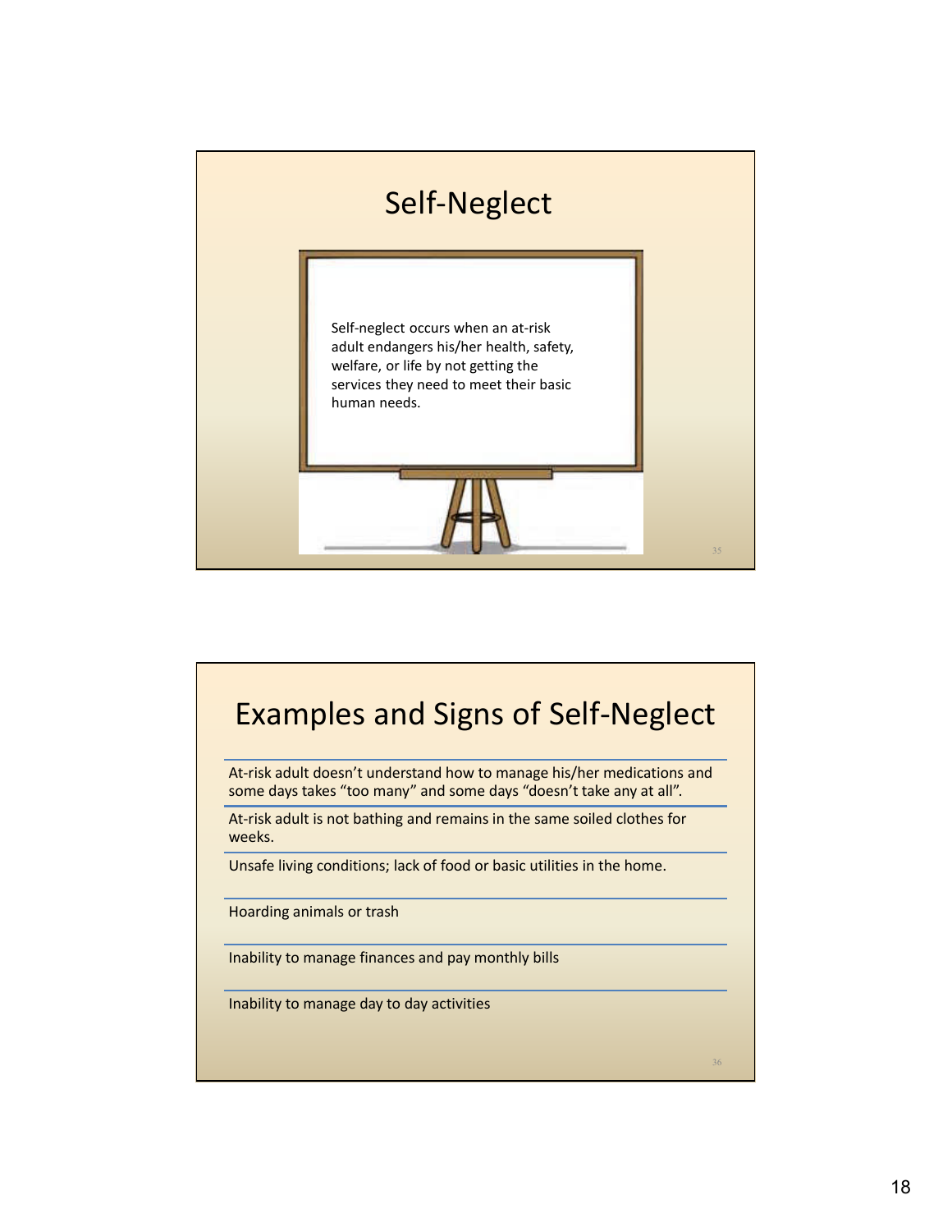## Self-Neglect

Self-neglect occurs when an at-risk adult endangers his/her health, safety, welfare, or life by not getting the services they need to meet their basic human needs.

## Examples and Signs of Self-Neglect

- At-risk adult doesn't understand how to manage his/her medications and some days takes "too many" and some days "doesn't take any at all".
- At-risk adult is not bathing and remains in the same soiled clothes for weeks.
- Unsafe living conditions; lack of food or basic utilities in the home.
- Hoarding animals or trash
- Inability to manage finances and pay monthly bills
- Inability to manage day to day activities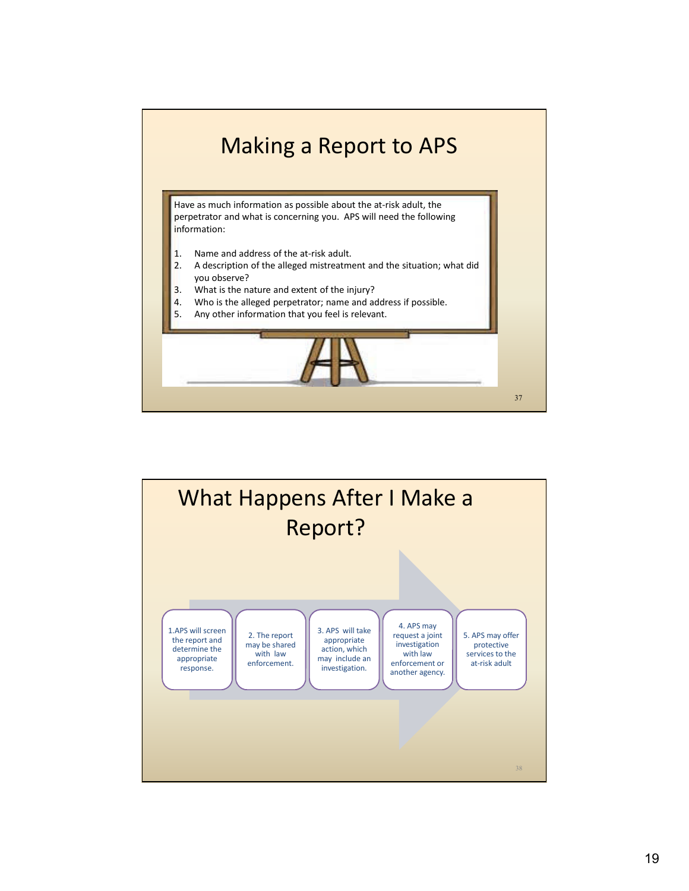# Making a Report to APS

Have as much information as possible about the at-risk adult, the perpetrator and what is concerning you. APS will need the following information:

1. Name and address of the at-risk adult.
2. A description of the alleged mistreatment and the situation; what did you observe?
3. What is the nature and extent of the injury?
4. Who is the alleged perpetrator; name and address if possible.
5. Any other information that you feel is relevant.

# What Happens After I Make a Report?

1. APS will screen the report and determine the appropriate response.
2. The report may be shared with law enforcement.
3. APS will take appropriate action, which may include an investigation.
4. APS may request a joint investigation with law enforcement or another agency.
5. APS may offer protective services to the at-risk adult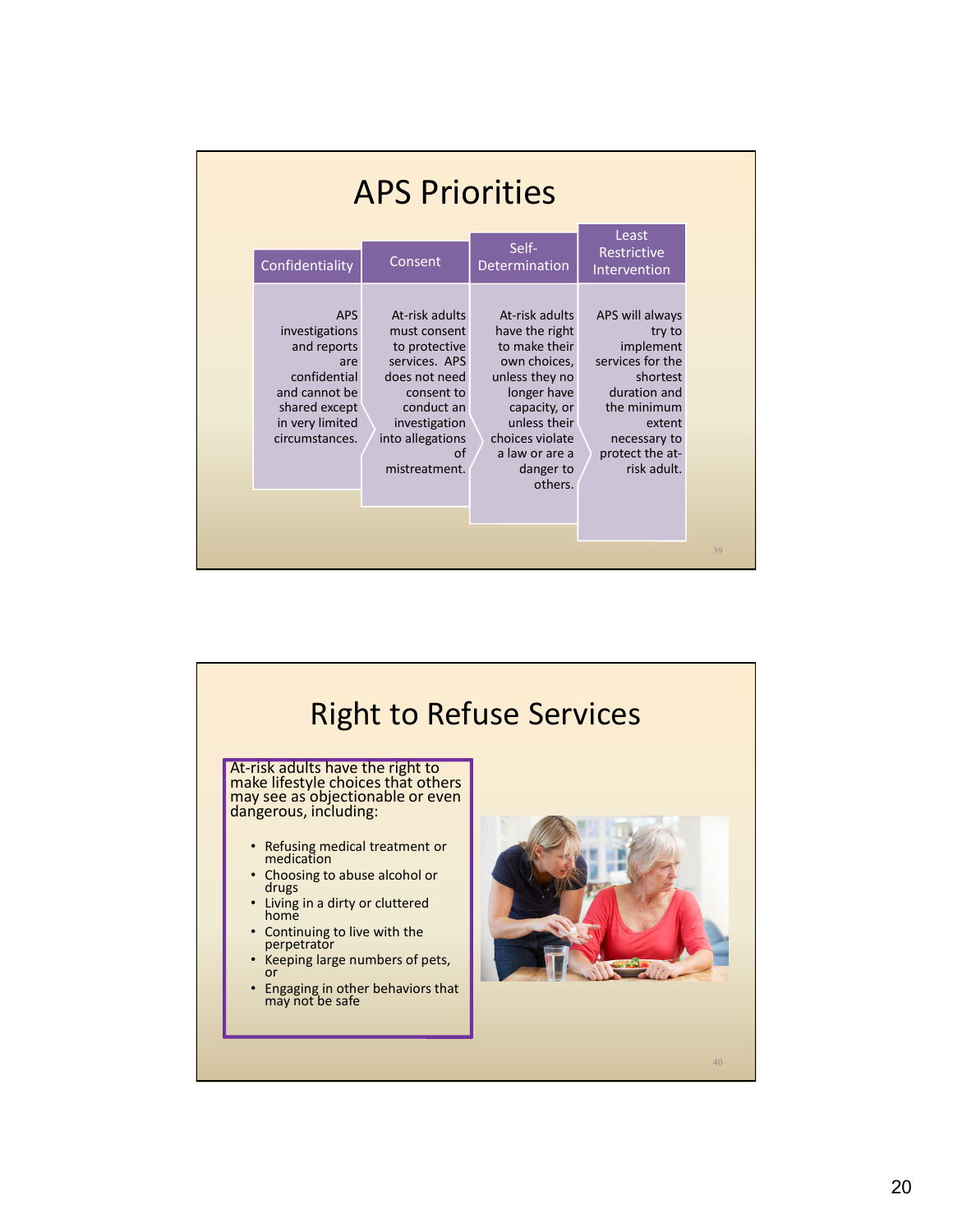# APS Priorities

| Confidentiality | Consent | Self-Determination | Least Restrictive Intervention |
|---|---|---|---|
| APS investigations and reports are confidential and cannot be shared except in very limited circumstances. | At-risk adults must consent to protective services. APS does not need consent to conduct an investigation into allegations of mistreatment. | At-risk adults have the right to make their own choices, unless they no longer have capacity, or unless their choices violate a law or are a danger to others. | APS will always try to implement services for the shortest duration and the minimum extent necessary to protect the at-risk adult. |

# Right to Refuse Services

At-risk adults have the right to make lifestyle choices that others may see as objectionable or even dangerous, including:

- Refusing medical treatment or medication
- Choosing to abuse alcohol or drugs
- Living in a dirty or cluttered home
- Continuing to live with the perpetrator
- Keeping large numbers of pets, or
- Engaging in other behaviors that may not be safe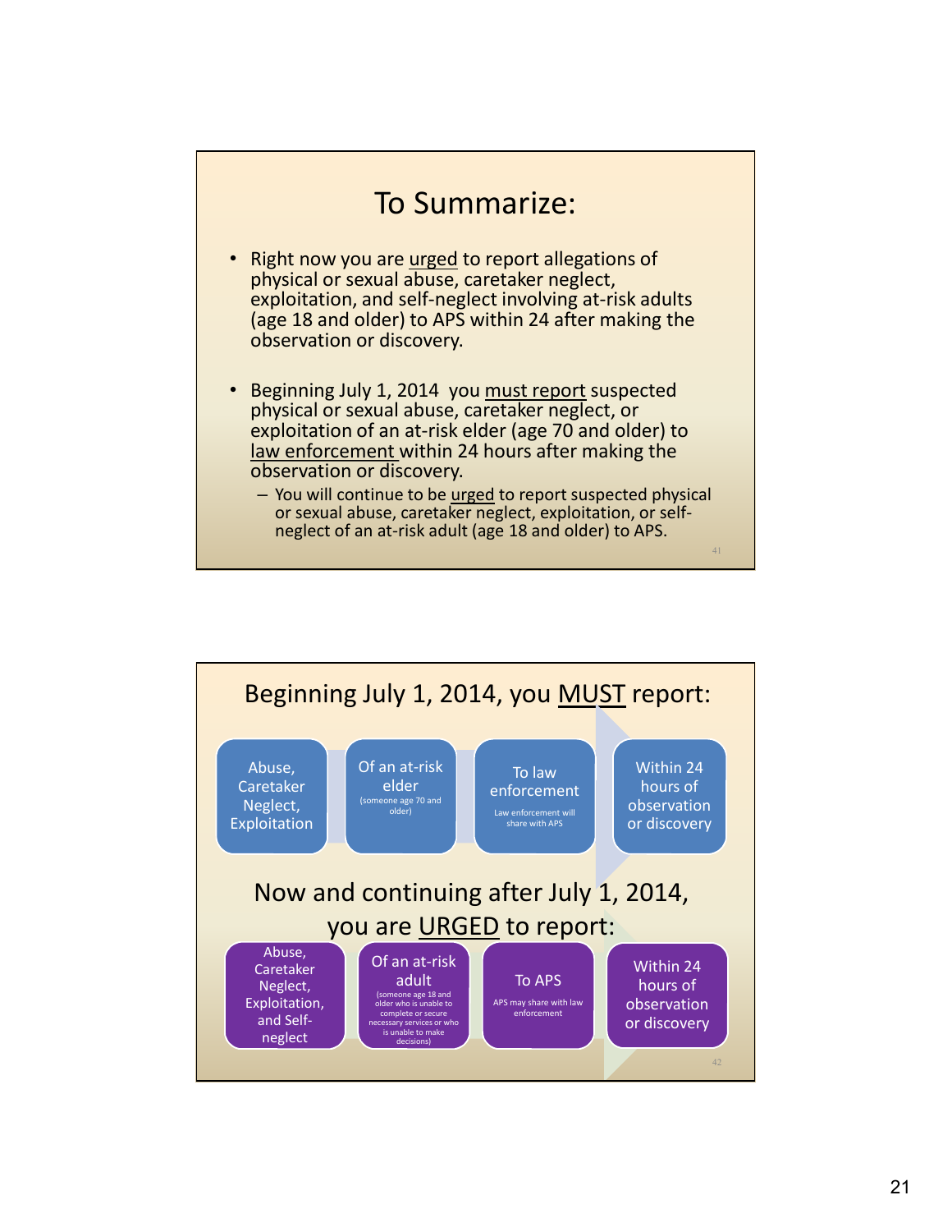## To Summarize:

- Right now you are <u>urged</u> to report allegations of physical or sexual abuse, caretaker neglect, exploitation, and self-neglect involving at-risk adults (age 18 and older) to APS within 24 after making the observation or discovery.
- Beginning July 1, 2014 you <u>must report</u> suspected physical or sexual abuse, caretaker neglect, or exploitation of an at-risk elder (age 70 and older) to <u>law enforcement</u> within 24 hours after making the observation or discovery.
  - You will continue to be <u>urged</u> to report suspected physical or sexual abuse, caretaker neglect, exploitation, or self-neglect of an at-risk adult (age 18 and older) to APS.

## Beginning July 1, 2014, you <u>MUST</u> report:

Abuse, Caretaker Neglect, Exploitation → Of an at-risk elder (someone age 70 and older) → To law enforcement (Law enforcement will share with APS) → Within 24 hours of observation or discovery

## Now and continuing after July 1, 2014, you are <u>URGED</u> to report:

Abuse, Caretaker Neglect, Exploitation, and Self-neglect → Of an at-risk adult (someone age 18 and older who is unable to complete or secure necessary services or who is unable to make decisions) → To APS (APS may share with law enforcement) → Within 24 hours of observation or discovery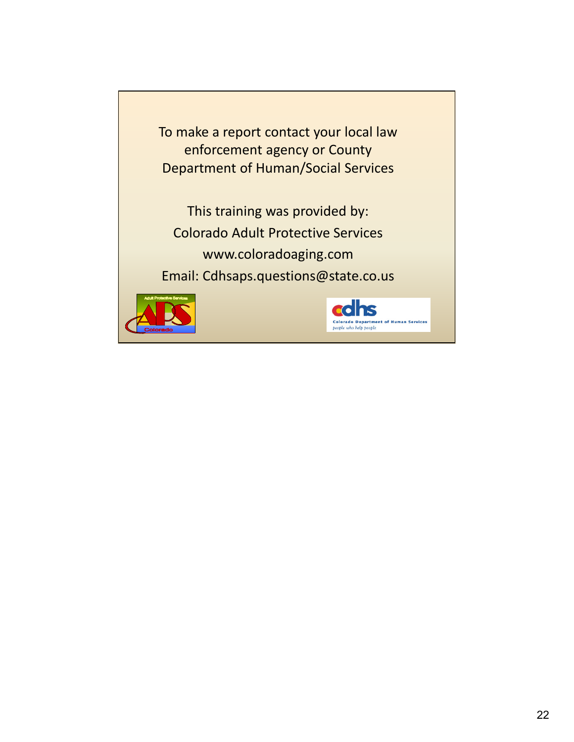To make a report contact your local law enforcement agency or County Department of Human/Social Services

This training was provided by:

Colorado Adult Protective Services

www.coloradoaging.com

Email: Cdhsaps.questions@state.co.us